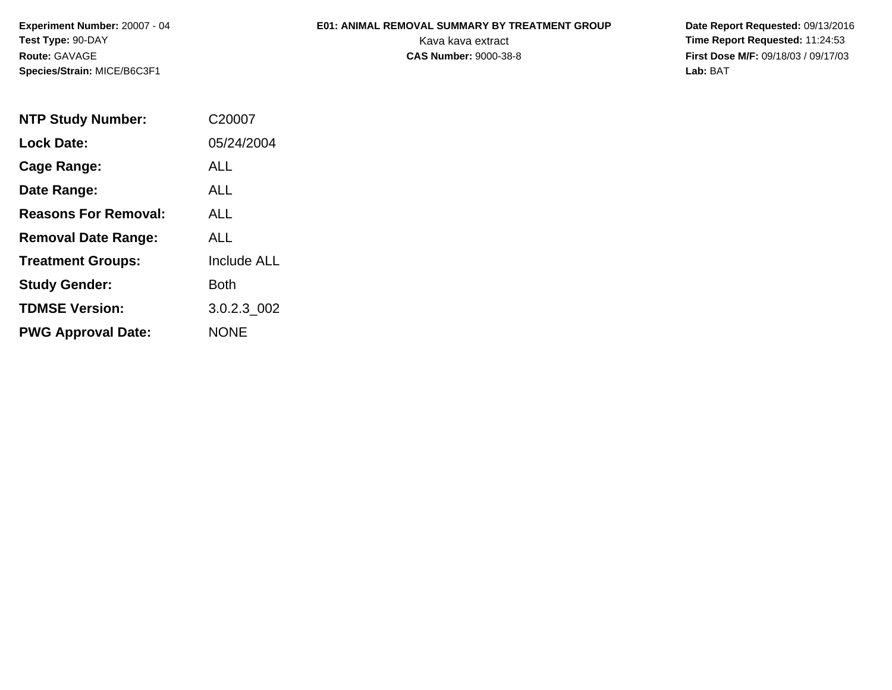**Experiment Number:** 20007 - 04
**Test Type:** 90-DAY
**Route:** GAVAGE
**Species/Strain:** MICE/B6C3F1

**E01: ANIMAL REMOVAL SUMMARY BY TREATMENT GROUP**
Kava kava extract
**CAS Number:** 9000-38-8

**Date Report Requested:** 09/13/2016
**Time Report Requested:** 11:24:53
**First Dose M/F:** 09/18/03 / 09/17/03
**Lab:** BAT

| | |
|---|---|
| **NTP Study Number:** | C20007 |
| **Lock Date:** | 05/24/2004 |
| **Cage Range:** | ALL |
| **Date Range:** | ALL |
| **Reasons For Removal:** | ALL |
| **Removal Date Range:** | ALL |
| **Treatment Groups:** | Include ALL |
| **Study Gender:** | Both |
| **TDMSE Version:** | 3.0.2.3_002 |
| **PWG Approval Date:** | NONE |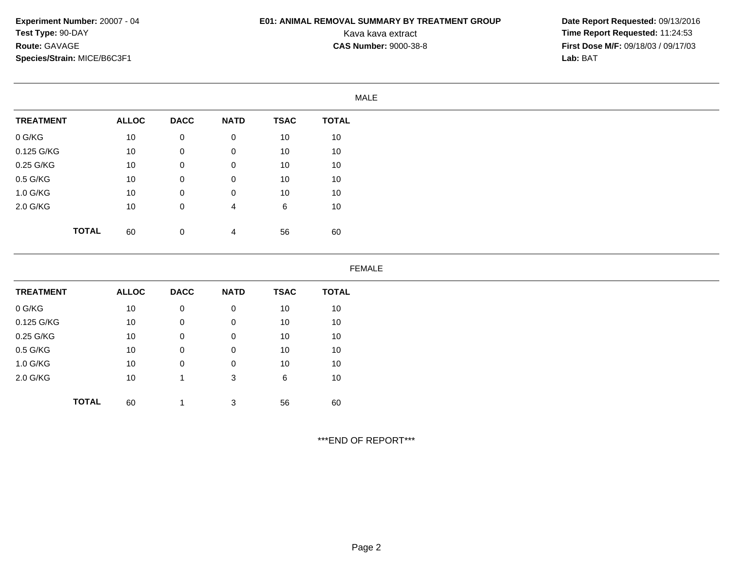**Experiment Number:** 20007 - 04
**Test Type:** 90-DAY
**Route:** GAVAGE
**Species/Strain:** MICE/B6C3F1

**E01: ANIMAL REMOVAL SUMMARY BY TREATMENT GROUP**
Kava kava extract
**CAS Number:** 9000-38-8

**Date Report Requested:** 09/13/2016
**Time Report Requested:** 11:24:53
**First Dose M/F:** 09/18/03 / 09/17/03
**Lab:** BAT

MALE

| TREATMENT | ALLOC | DACC | NATD | TSAC | TOTAL |
|---|---|---|---|---|---|
| 0 G/KG | 10 | 0 | 0 | 10 | 10 |
| 0.125 G/KG | 10 | 0 | 0 | 10 | 10 |
| 0.25 G/KG | 10 | 0 | 0 | 10 | 10 |
| 0.5 G/KG | 10 | 0 | 0 | 10 | 10 |
| 1.0 G/KG | 10 | 0 | 0 | 10 | 10 |
| 2.0 G/KG | 10 | 0 | 4 | 6 | 10 |
| **TOTAL** | 60 | 0 | 4 | 56 | 60 |

FEMALE

| TREATMENT | ALLOC | DACC | NATD | TSAC | TOTAL |
|---|---|---|---|---|---|
| 0 G/KG | 10 | 0 | 0 | 10 | 10 |
| 0.125 G/KG | 10 | 0 | 0 | 10 | 10 |
| 0.25 G/KG | 10 | 0 | 0 | 10 | 10 |
| 0.5 G/KG | 10 | 0 | 0 | 10 | 10 |
| 1.0 G/KG | 10 | 0 | 0 | 10 | 10 |
| 2.0 G/KG | 10 | 1 | 3 | 6 | 10 |
| **TOTAL** | 60 | 1 | 3 | 56 | 60 |

***END OF REPORT***